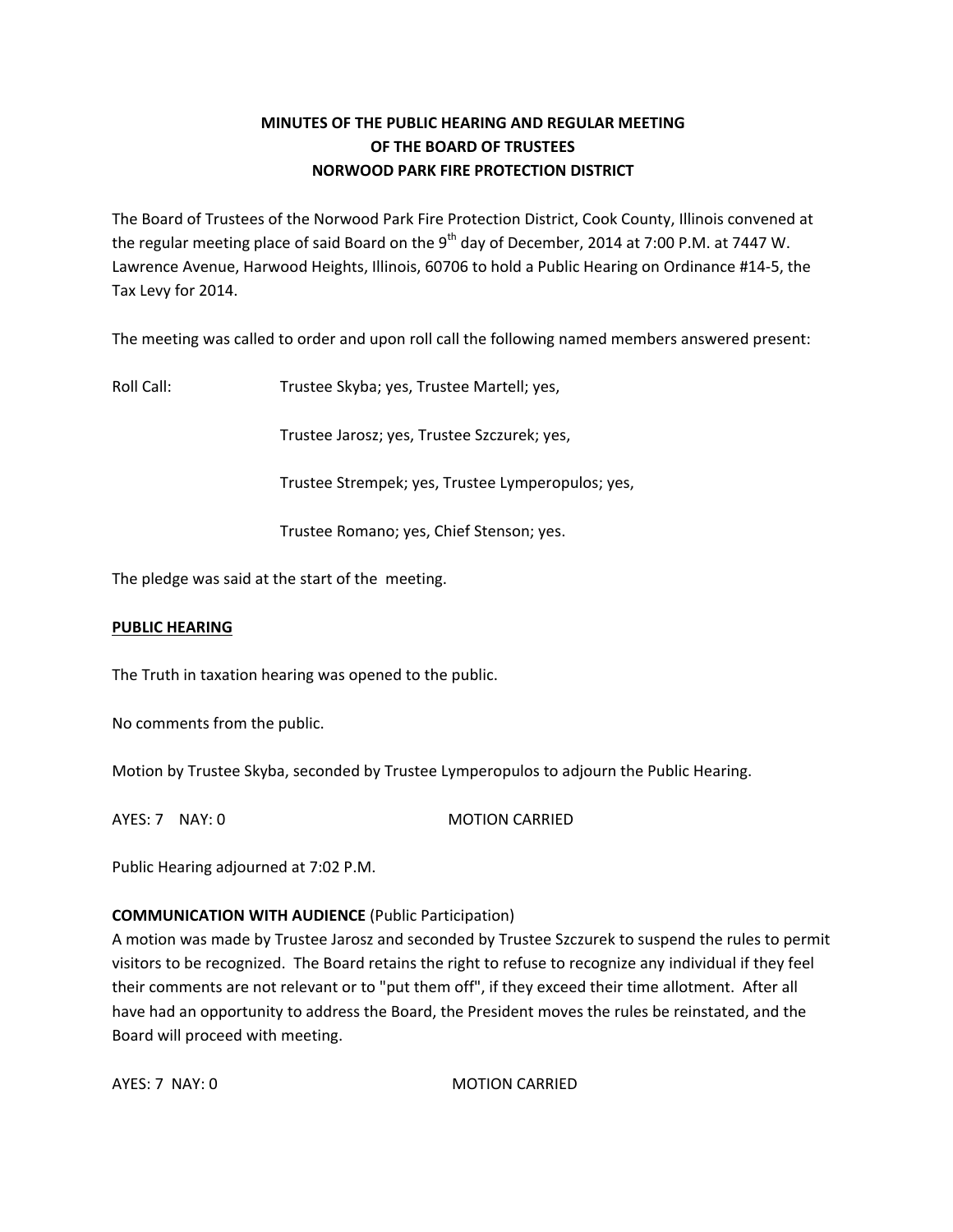# MINUTES OF THE PUBLIC HEARING AND REGULAR MEETING OF THE BOARD OF TRUSTEES NORWOOD PARK FIRE PROTECTION DISTRICT

The Board of Trustees of the Norwood Park Fire Protection District, Cook County, Illinois convened at the regular meeting place of said Board on the 9th day of December, 2014 at 7:00 P.M. at 7447 W. Lawrence Avenue, Harwood Heights, Illinois, 60706 to hold a Public Hearing on Ordinance #14-5, the Tax Levy for 2014.

The meeting was called to order and upon roll call the following named members answered present:

Roll Call: Trustee Skyba; yes, Trustee Martell; yes,

Trustee Jarosz; yes, Trustee Szczurek; yes,

Trustee Strempek; yes, Trustee Lymperopulos; yes,

Trustee Romano; yes, Chief Stenson; yes.

The pledge was said at the start of the meeting.

**PUBLIC HEARING**

The Truth in taxation hearing was opened to the public.

No comments from the public.

Motion by Trustee Skyba, seconded by Trustee Lymperopulos to adjourn the Public Hearing.

AYES: 7 NAY: 0 MOTION CARRIED

Public Hearing adjourned at 7:02 P.M.

**COMMUNICATION WITH AUDIENCE** (Public Participation)

A motion was made by Trustee Jarosz and seconded by Trustee Szczurek to suspend the rules to permit visitors to be recognized. The Board retains the right to refuse to recognize any individual if they feel their comments are not relevant or to "put them off", if they exceed their time allotment. After all have had an opportunity to address the Board, the President moves the rules be reinstated, and the Board will proceed with meeting.

AYES: 7 NAY: 0 MOTION CARRIED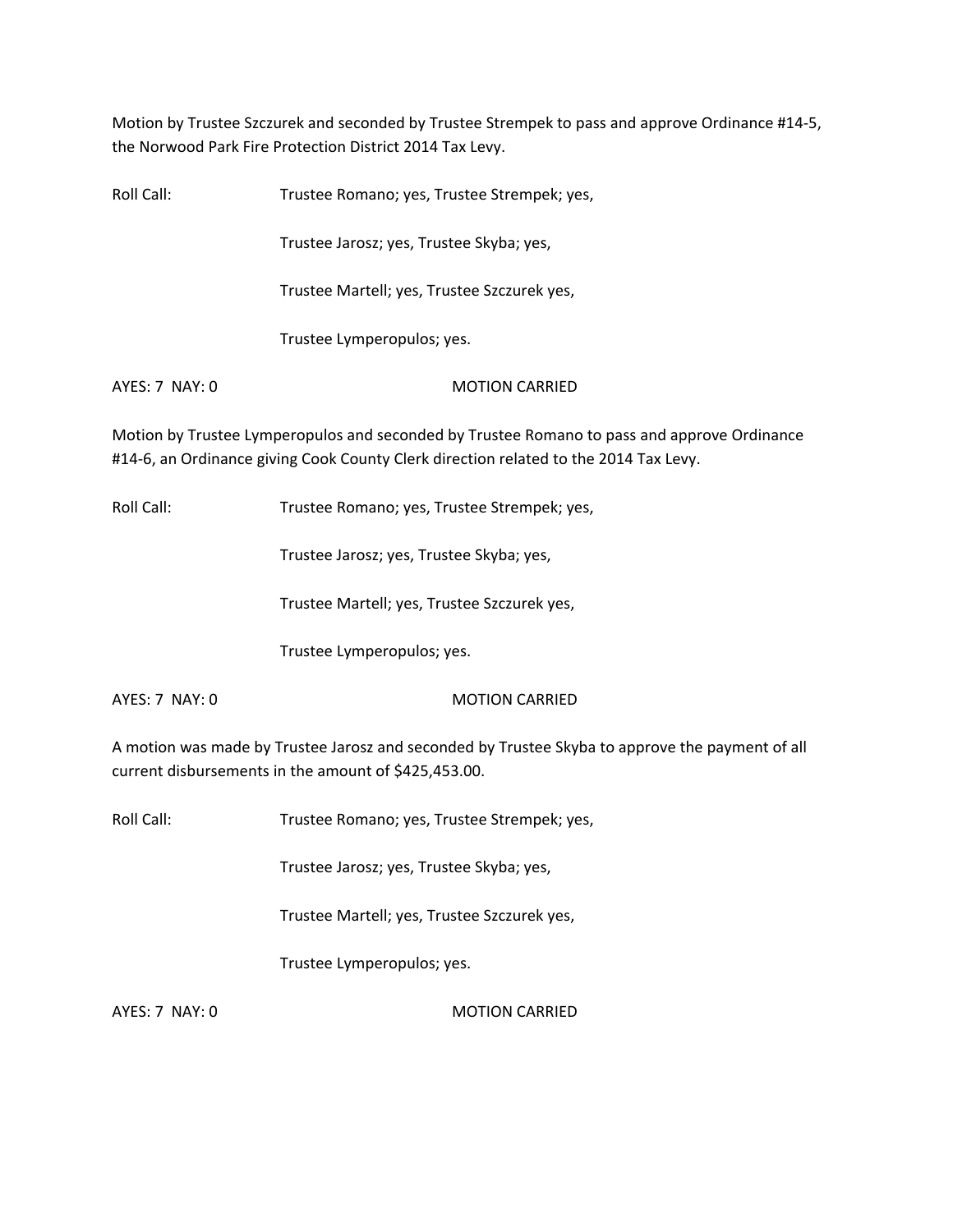Motion by Trustee Szczurek and seconded by Trustee Strempek to pass and approve Ordinance #14-5, the Norwood Park Fire Protection District 2014 Tax Levy.

Roll Call: Trustee Romano; yes, Trustee Strempek; yes,

Trustee Jarosz; yes, Trustee Skyba; yes,

Trustee Martell; yes, Trustee Szczurek yes,

Trustee Lymperopulos; yes.

AYES: 7 NAY: 0 MOTION CARRIED

Motion by Trustee Lymperopulos and seconded by Trustee Romano to pass and approve Ordinance #14-6, an Ordinance giving Cook County Clerk direction related to the 2014 Tax Levy.

Roll Call: Trustee Romano; yes, Trustee Strempek; yes,

Trustee Jarosz; yes, Trustee Skyba; yes,

Trustee Martell; yes, Trustee Szczurek yes,

Trustee Lymperopulos; yes.

AYES: 7 NAY: 0 MOTION CARRIED

A motion was made by Trustee Jarosz and seconded by Trustee Skyba to approve the payment of all current disbursements in the amount of $425,453.00.

Roll Call: Trustee Romano; yes, Trustee Strempek; yes,

Trustee Jarosz; yes, Trustee Skyba; yes,

Trustee Martell; yes, Trustee Szczurek yes,

Trustee Lymperopulos; yes.

AYES: 7 NAY: 0 MOTION CARRIED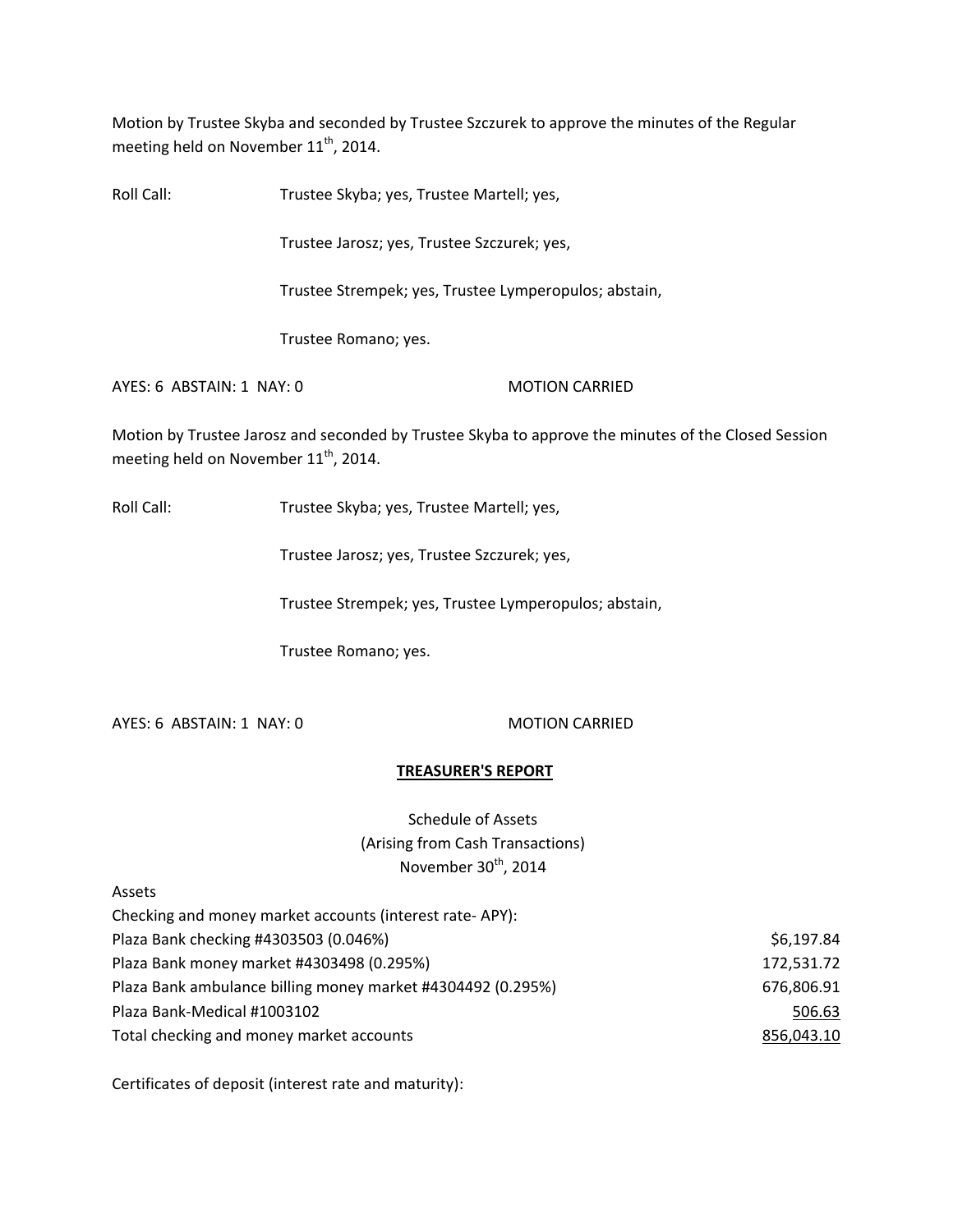Motion by Trustee Skyba and seconded by Trustee Szczurek to approve the minutes of the Regular meeting held on November 11th, 2014.

Roll Call: Trustee Skyba; yes, Trustee Martell; yes,

Trustee Jarosz; yes, Trustee Szczurek; yes,

Trustee Strempek; yes, Trustee Lymperopulos; abstain,

Trustee Romano; yes.

AYES: 6 ABSTAIN: 1 NAY: 0 MOTION CARRIED

Motion by Trustee Jarosz and seconded by Trustee Skyba to approve the minutes of the Closed Session meeting held on November 11th, 2014.

Roll Call: Trustee Skyba; yes, Trustee Martell; yes,

Trustee Jarosz; yes, Trustee Szczurek; yes,

Trustee Strempek; yes, Trustee Lymperopulos; abstain,

Trustee Romano; yes.

AYES: 6 ABSTAIN: 1 NAY: 0 MOTION CARRIED

## TREASURER'S REPORT

Schedule of Assets
(Arising from Cash Transactions)
November 30th, 2014

Assets

| Checking and money market accounts (interest rate- APY): | |
|---|---|
| Plaza Bank checking #4303503 (0.046%) | $6,197.84 |
| Plaza Bank money market #4303498 (0.295%) | 172,531.72 |
| Plaza Bank ambulance billing money market #4304492 (0.295%) | 676,806.91 |
| Plaza Bank-Medical #1003102 | 506.63 |
| Total checking and money market accounts | 856,043.10 |

Certificates of deposit (interest rate and maturity):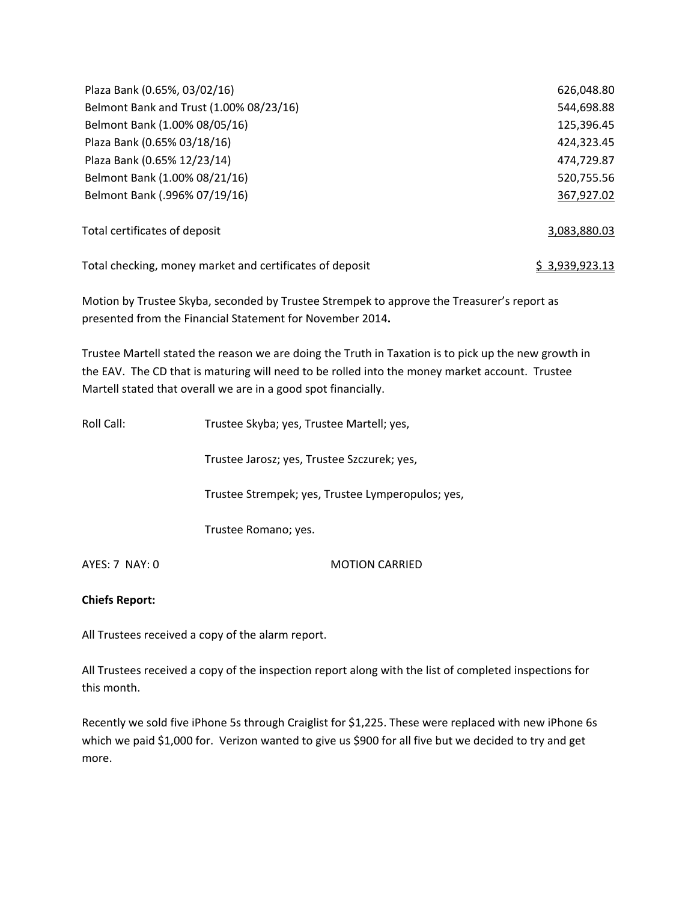| | |
|---|---|
| Plaza Bank (0.65%, 03/02/16) | 626,048.80 |
| Belmont Bank and Trust (1.00% 08/23/16) | 544,698.88 |
| Belmont Bank (1.00% 08/05/16) | 125,396.45 |
| Plaza Bank (0.65% 03/18/16) | 424,323.45 |
| Plaza Bank (0.65% 12/23/14) | 474,729.87 |
| Belmont Bank (1.00% 08/21/16) | 520,755.56 |
| Belmont Bank (.996% 07/19/16) | 367,927.02 |
| | |
| Total certificates of deposit | 3,083,880.03 |
| | |
| Total checking, money market and certificates of deposit | $ 3,939,923.13 |

Motion by Trustee Skyba, seconded by Trustee Strempek to approve the Treasurer's report as presented from the Financial Statement for November 2014**.**

Trustee Martell stated the reason we are doing the Truth in Taxation is to pick up the new growth in the EAV. The CD that is maturing will need to be rolled into the money market account. Trustee Martell stated that overall we are in a good spot financially.

Roll Call: Trustee Skyba; yes, Trustee Martell; yes,

Trustee Jarosz; yes, Trustee Szczurek; yes,

Trustee Strempek; yes, Trustee Lymperopulos; yes,

Trustee Romano; yes.

AYES: 7 NAY: 0 MOTION CARRIED

**Chiefs Report:**

All Trustees received a copy of the alarm report.

All Trustees received a copy of the inspection report along with the list of completed inspections for this month.

Recently we sold five iPhone 5s through Craiglist for $1,225. These were replaced with new iPhone 6s which we paid $1,000 for. Verizon wanted to give us $900 for all five but we decided to try and get more.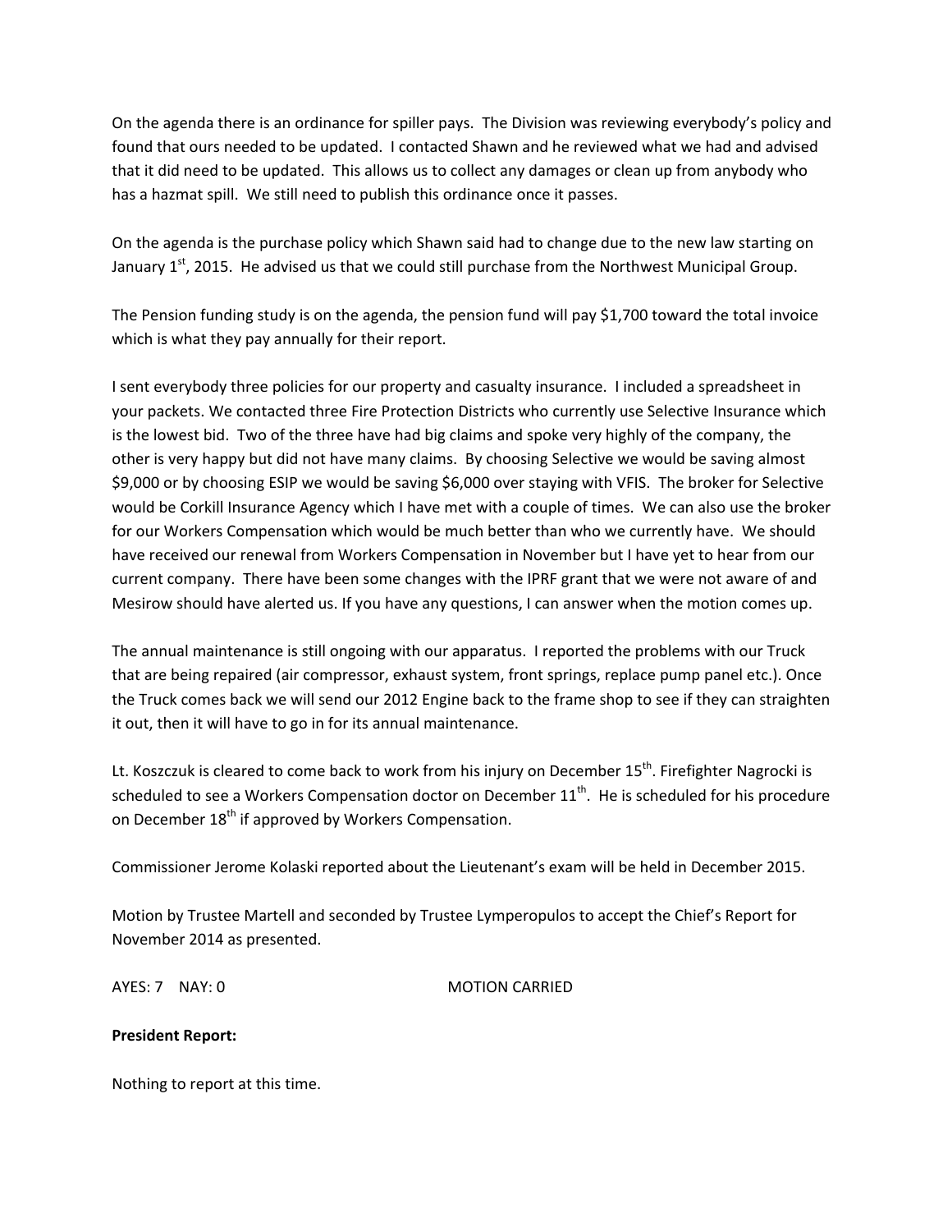On the agenda there is an ordinance for spiller pays. The Division was reviewing everybody's policy and found that ours needed to be updated. I contacted Shawn and he reviewed what we had and advised that it did need to be updated. This allows us to collect any damages or clean up from anybody who has a hazmat spill. We still need to publish this ordinance once it passes.

On the agenda is the purchase policy which Shawn said had to change due to the new law starting on January 1st, 2015. He advised us that we could still purchase from the Northwest Municipal Group.

The Pension funding study is on the agenda, the pension fund will pay $1,700 toward the total invoice which is what they pay annually for their report.

I sent everybody three policies for our property and casualty insurance. I included a spreadsheet in your packets. We contacted three Fire Protection Districts who currently use Selective Insurance which is the lowest bid. Two of the three have had big claims and spoke very highly of the company, the other is very happy but did not have many claims. By choosing Selective we would be saving almost $9,000 or by choosing ESIP we would be saving $6,000 over staying with VFIS. The broker for Selective would be Corkill Insurance Agency which I have met with a couple of times. We can also use the broker for our Workers Compensation which would be much better than who we currently have. We should have received our renewal from Workers Compensation in November but I have yet to hear from our current company. There have been some changes with the IPRF grant that we were not aware of and Mesirow should have alerted us. If you have any questions, I can answer when the motion comes up.

The annual maintenance is still ongoing with our apparatus. I reported the problems with our Truck that are being repaired (air compressor, exhaust system, front springs, replace pump panel etc.). Once the Truck comes back we will send our 2012 Engine back to the frame shop to see if they can straighten it out, then it will have to go in for its annual maintenance.

Lt. Koszczuk is cleared to come back to work from his injury on December 15th. Firefighter Nagrocki is scheduled to see a Workers Compensation doctor on December 11th. He is scheduled for his procedure on December 18th if approved by Workers Compensation.

Commissioner Jerome Kolaski reported about the Lieutenant's exam will be held in December 2015.

Motion by Trustee Martell and seconded by Trustee Lymperopulos to accept the Chief's Report for November 2014 as presented.

AYES: 7 NAY: 0 MOTION CARRIED

**President Report:**

Nothing to report at this time.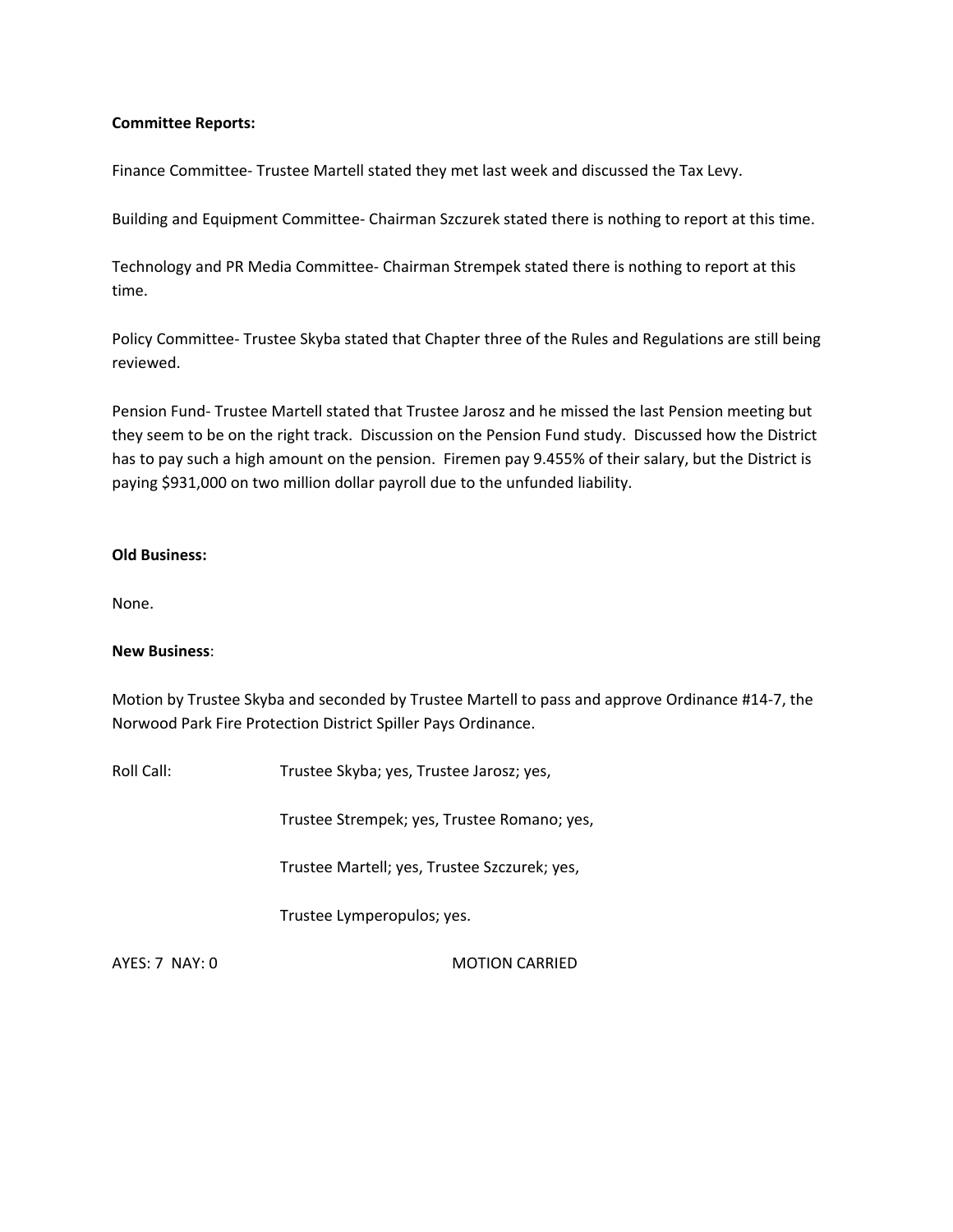**Committee Reports:**

Finance Committee- Trustee Martell stated they met last week and discussed the Tax Levy.

Building and Equipment Committee- Chairman Szczurek stated there is nothing to report at this time.

Technology and PR Media Committee- Chairman Strempek stated there is nothing to report at this time.

Policy Committee- Trustee Skyba stated that Chapter three of the Rules and Regulations are still being reviewed.

Pension Fund- Trustee Martell stated that Trustee Jarosz and he missed the last Pension meeting but they seem to be on the right track. Discussion on the Pension Fund study. Discussed how the District has to pay such a high amount on the pension. Firemen pay 9.455% of their salary, but the District is paying $931,000 on two million dollar payroll due to the unfunded liability.

**Old Business:**

None.

**New Business**:

Motion by Trustee Skyba and seconded by Trustee Martell to pass and approve Ordinance #14-7, the Norwood Park Fire Protection District Spiller Pays Ordinance.

Roll Call: Trustee Skyba; yes, Trustee Jarosz; yes,

Trustee Strempek; yes, Trustee Romano; yes,

Trustee Martell; yes, Trustee Szczurek; yes,

Trustee Lymperopulos; yes.

AYES: 7 NAY: 0 MOTION CARRIED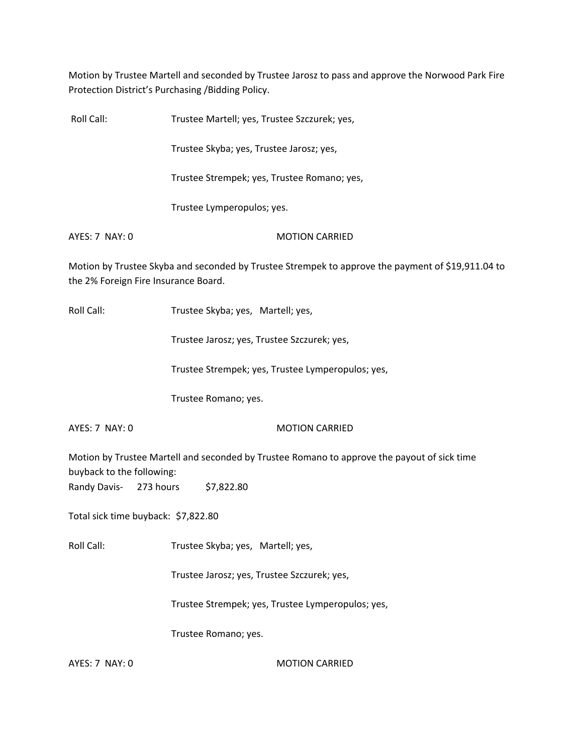Motion by Trustee Martell and seconded by Trustee Jarosz to pass and approve the Norwood Park Fire Protection District's Purchasing /Bidding Policy.

Roll Call: Trustee Martell; yes, Trustee Szczurek; yes,

Trustee Skyba; yes, Trustee Jarosz; yes,

Trustee Strempek; yes, Trustee Romano; yes,

Trustee Lymperopulos; yes.

AYES: 7 NAY: 0 MOTION CARRIED

Motion by Trustee Skyba and seconded by Trustee Strempek to approve the payment of $19,911.04 to the 2% Foreign Fire Insurance Board.

Roll Call: Trustee Skyba; yes, Martell; yes,

Trustee Jarosz; yes, Trustee Szczurek; yes,

Trustee Strempek; yes, Trustee Lymperopulos; yes,

Trustee Romano; yes.

AYES: 7 NAY: 0 MOTION CARRIED

Motion by Trustee Martell and seconded by Trustee Romano to approve the payout of sick time buyback to the following:

Randy Davis- 273 hours $7,822.80

Total sick time buyback: $7,822.80

Roll Call: Trustee Skyba; yes, Martell; yes,

Trustee Jarosz; yes, Trustee Szczurek; yes,

Trustee Strempek; yes, Trustee Lymperopulos; yes,

Trustee Romano; yes.

AYES: 7 NAY: 0 MOTION CARRIED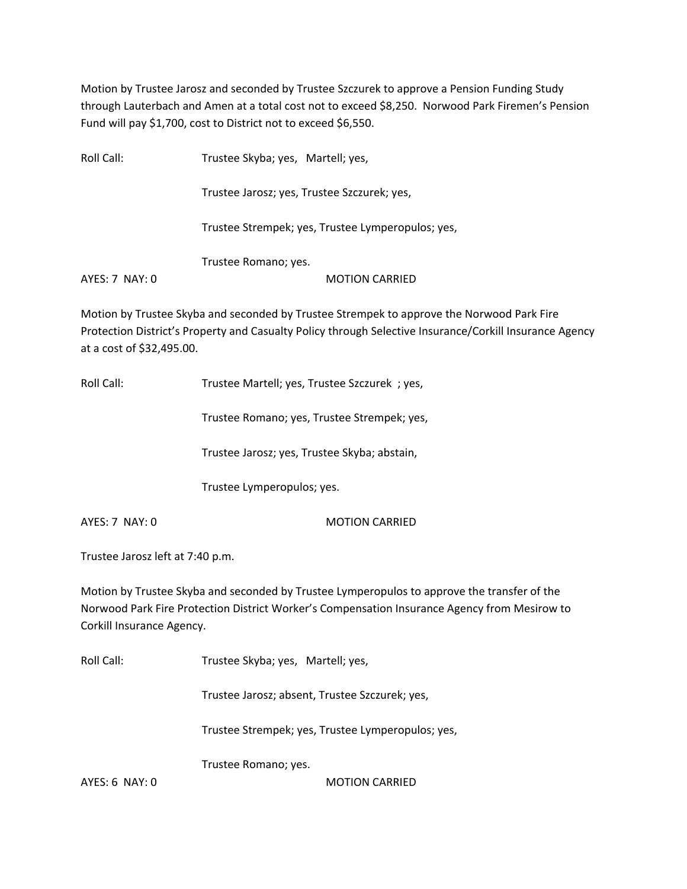Motion by Trustee Jarosz and seconded by Trustee Szczurek to approve a Pension Funding Study through Lauterbach and Amen at a total cost not to exceed $8,250. Norwood Park Firemen's Pension Fund will pay $1,700, cost to District not to exceed $6,550.

Roll Call: Trustee Skyba; yes, Martell; yes,

Trustee Jarosz; yes, Trustee Szczurek; yes,

Trustee Strempek; yes, Trustee Lymperopulos; yes,

Trustee Romano; yes.

AYES: 7 NAY: 0 MOTION CARRIED

Motion by Trustee Skyba and seconded by Trustee Strempek to approve the Norwood Park Fire Protection District's Property and Casualty Policy through Selective Insurance/Corkill Insurance Agency at a cost of $32,495.00.

Roll Call: Trustee Martell; yes, Trustee Szczurek ; yes,

Trustee Romano; yes, Trustee Strempek; yes,

Trustee Jarosz; yes, Trustee Skyba; abstain,

Trustee Lymperopulos; yes.

AYES: 7 NAY: 0 MOTION CARRIED

Trustee Jarosz left at 7:40 p.m.

Motion by Trustee Skyba and seconded by Trustee Lymperopulos to approve the transfer of the Norwood Park Fire Protection District Worker's Compensation Insurance Agency from Mesirow to Corkill Insurance Agency.

Roll Call: Trustee Skyba; yes, Martell; yes,

Trustee Jarosz; absent, Trustee Szczurek; yes,

Trustee Strempek; yes, Trustee Lymperopulos; yes,

Trustee Romano; yes.

AYES: 6 NAY: 0 MOTION CARRIED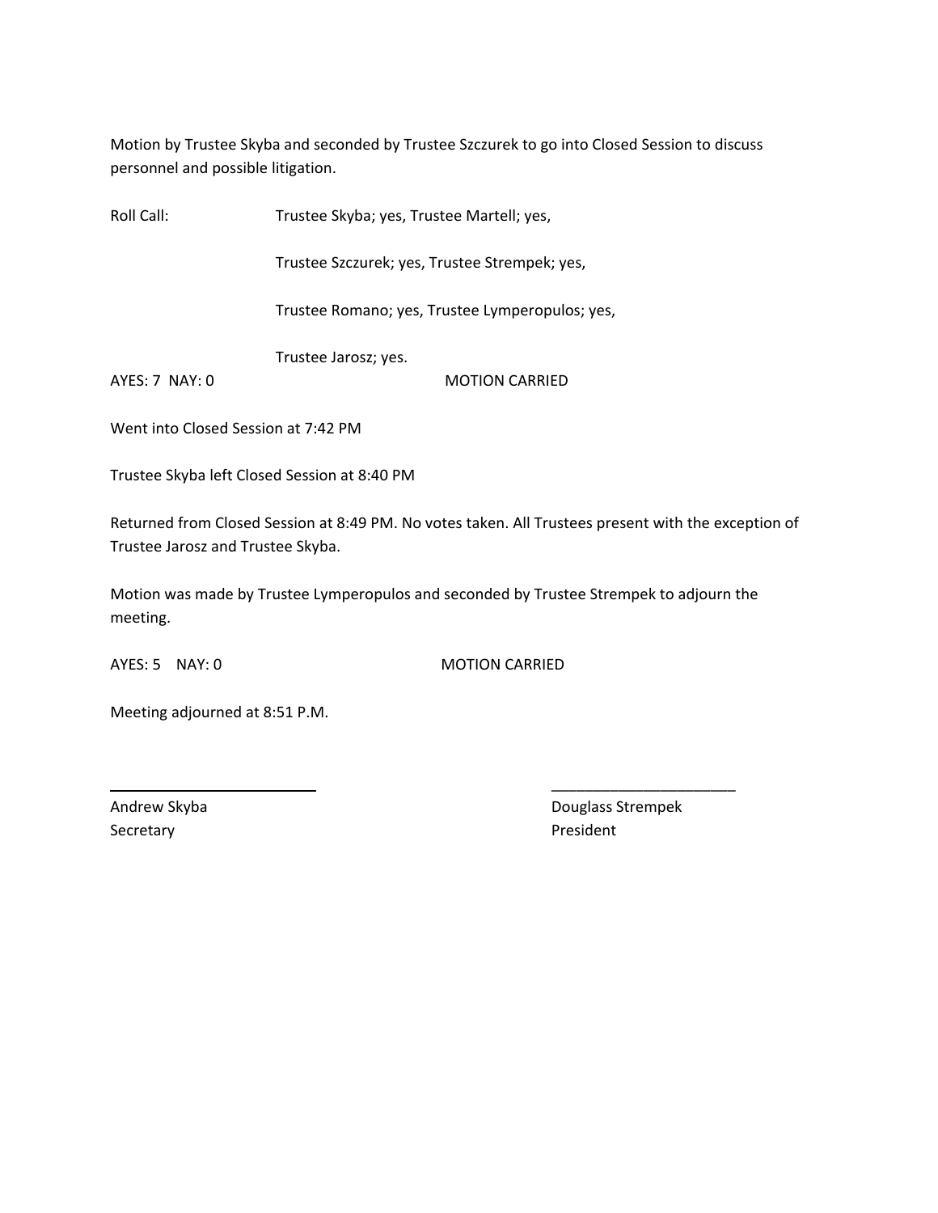Motion by Trustee Skyba and seconded by Trustee Szczurek to go into Closed Session to discuss personnel and possible litigation.

Roll Call: Trustee Skyba; yes, Trustee Martell; yes,

Trustee Szczurek; yes, Trustee Strempek; yes,

Trustee Romano; yes, Trustee Lymperopulos; yes,

Trustee Jarosz; yes.

AYES: 7 NAY: 0 MOTION CARRIED

Went into Closed Session at 7:42 PM

Trustee Skyba left Closed Session at 8:40 PM

Returned from Closed Session at 8:49 PM. No votes taken. All Trustees present with the exception of Trustee Jarosz and Trustee Skyba.

Motion was made by Trustee Lymperopulos and seconded by Trustee Strempek to adjourn the meeting.

AYES: 5 NAY: 0 MOTION CARRIED

Meeting adjourned at 8:51 P.M.

Andrew Skyba
Secretary

Douglass Strempek
President